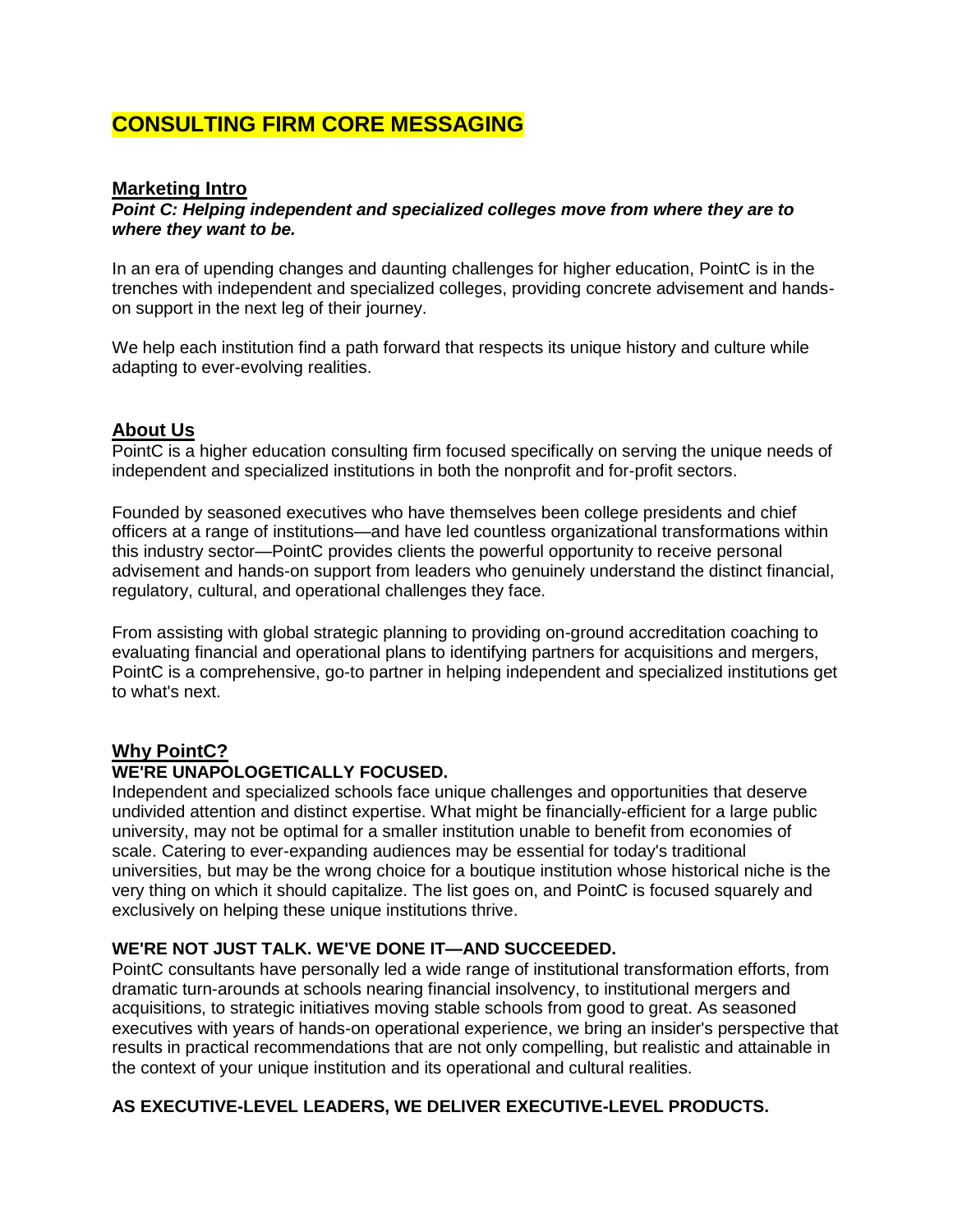# CONSULTING FIRM CORE MESSAGING

## Marketing Intro

***Point C: Helping independent and specialized colleges move from where they are to where they want to be.***

In an era of upending changes and daunting challenges for higher education, PointC is in the trenches with independent and specialized colleges, providing concrete advisement and hands-on support in the next leg of their journey.

We help each institution find a path forward that respects its unique history and culture while adapting to ever-evolving realities.

## About Us

PointC is a higher education consulting firm focused specifically on serving the unique needs of independent and specialized institutions in both the nonprofit and for-profit sectors.

Founded by seasoned executives who have themselves been college presidents and chief officers at a range of institutions—and have led countless organizational transformations within this industry sector—PointC provides clients the powerful opportunity to receive personal advisement and hands-on support from leaders who genuinely understand the distinct financial, regulatory, cultural, and operational challenges they face.

From assisting with global strategic planning to providing on-ground accreditation coaching to evaluating financial and operational plans to identifying partners for acquisitions and mergers, PointC is a comprehensive, go-to partner in helping independent and specialized institutions get to what's next.

## Why PointC?

### WE'RE UNAPOLOGETICALLY FOCUSED.

Independent and specialized schools face unique challenges and opportunities that deserve undivided attention and distinct expertise. What might be financially-efficient for a large public university, may not be optimal for a smaller institution unable to benefit from economies of scale. Catering to ever-expanding audiences may be essential for today's traditional universities, but may be the wrong choice for a boutique institution whose historical niche is the very thing on which it should capitalize. The list goes on, and PointC is focused squarely and exclusively on helping these unique institutions thrive.

### WE'RE NOT JUST TALK. WE'VE DONE IT—AND SUCCEEDED.

PointC consultants have personally led a wide range of institutional transformation efforts, from dramatic turn-arounds at schools nearing financial insolvency, to institutional mergers and acquisitions, to strategic initiatives moving stable schools from good to great. As seasoned executives with years of hands-on operational experience, we bring an insider's perspective that results in practical recommendations that are not only compelling, but realistic and attainable in the context of your unique institution and its operational and cultural realities.

### AS EXECUTIVE-LEVEL LEADERS, WE DELIVER EXECUTIVE-LEVEL PRODUCTS.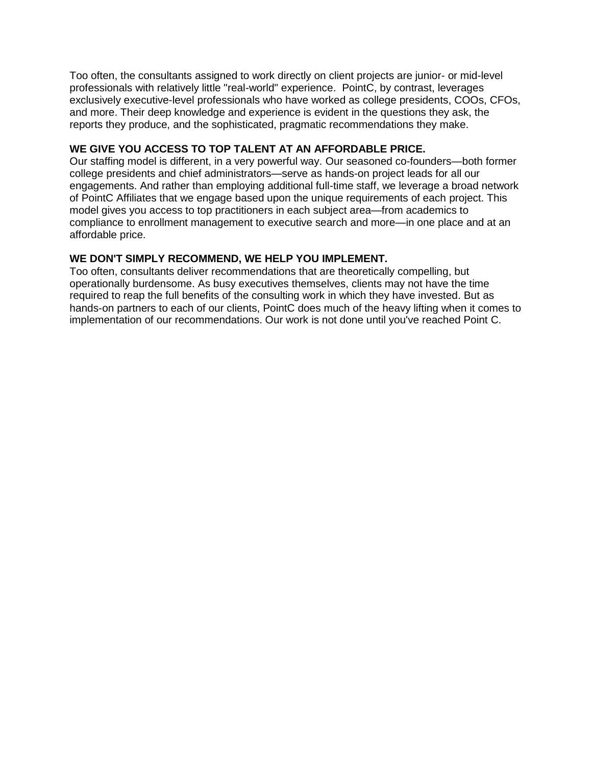Too often, the consultants assigned to work directly on client projects are junior- or mid-level professionals with relatively little "real-world" experience. PointC, by contrast, leverages exclusively executive-level professionals who have worked as college presidents, COOs, CFOs, and more. Their deep knowledge and experience is evident in the questions they ask, the reports they produce, and the sophisticated, pragmatic recommendations they make.

**WE GIVE YOU ACCESS TO TOP TALENT AT AN AFFORDABLE PRICE.**

Our staffing model is different, in a very powerful way. Our seasoned co-founders—both former college presidents and chief administrators—serve as hands-on project leads for all our engagements. And rather than employing additional full-time staff, we leverage a broad network of PointC Affiliates that we engage based upon the unique requirements of each project. This model gives you access to top practitioners in each subject area—from academics to compliance to enrollment management to executive search and more—in one place and at an affordable price.

**WE DON'T SIMPLY RECOMMEND, WE HELP YOU IMPLEMENT.**

Too often, consultants deliver recommendations that are theoretically compelling, but operationally burdensome. As busy executives themselves, clients may not have the time required to reap the full benefits of the consulting work in which they have invested. But as hands-on partners to each of our clients, PointC does much of the heavy lifting when it comes to implementation of our recommendations. Our work is not done until you've reached Point C.